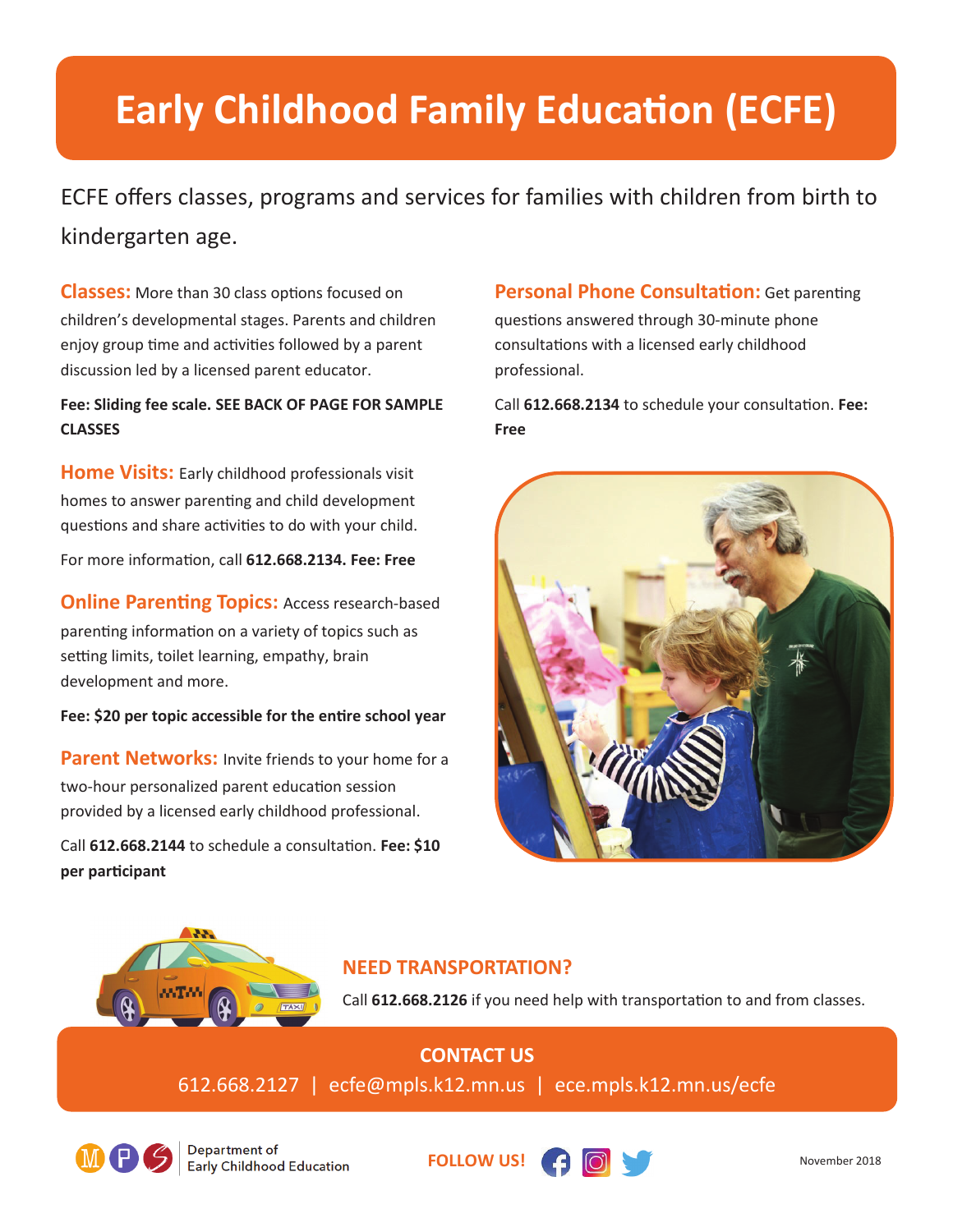# Early Childhood Family Education (ECFE)

ECFE offers classes, programs and services for families with children from birth to kindergarten age.

**Classes:** More than 30 class options focused on children's developmental stages. Parents and children enjoy group time and activities followed by a parent discussion led by a licensed parent educator.

**Fee: Sliding fee scale. SEE BACK OF PAGE FOR SAMPLE CLASSES**

**Home Visits:** Early childhood professionals visit homes to answer parenting and child development questions and share activities to do with your child.

For more information, call **612.668.2134. Fee: Free**

**Online Parenting Topics:** Access research-based parenting information on a variety of topics such as setting limits, toilet learning, empathy, brain development and more.

**Fee: $20 per topic accessible for the entire school year**

**Parent Networks:** Invite friends to your home for a two-hour personalized parent education session provided by a licensed early childhood professional.

Call **612.668.2144** to schedule a consultation. **Fee: $10 per participant**

**Personal Phone Consultation:** Get parenting questions answered through 30-minute phone consultations with a licensed early childhood professional.

Call **612.668.2134** to schedule your consultation. **Fee: Free**

## NEED TRANSPORTATION?

Call **612.668.2126** if you need help with transportation to and from classes.

## CONTACT US

612.668.2127 | ecfe@mpls.k12.mn.us | ece.mpls.k12.mn.us/ecfe

Department of Early Childhood Education

**FOLLOW US!**

November 2018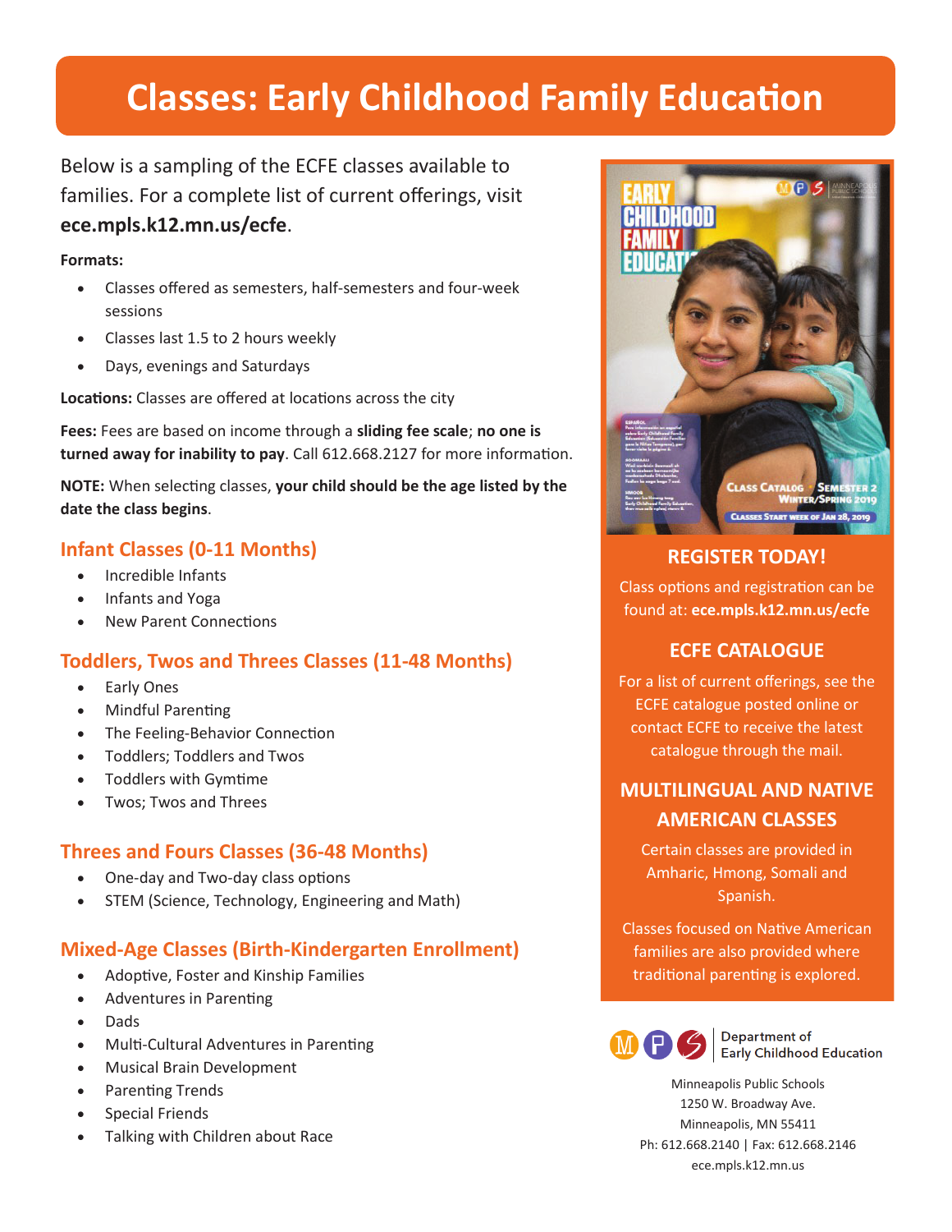# Classes: Early Childhood Family Education

Below is a sampling of the ECFE classes available to families. For a complete list of current offerings, visit **ece.mpls.k12.mn.us/ecfe**.

**Formats:**

- Classes offered as semesters, half-semesters and four-week sessions
- Classes last 1.5 to 2 hours weekly
- Days, evenings and Saturdays

**Locations:** Classes are offered at locations across the city

**Fees:** Fees are based on income through a **sliding fee scale**; **no one is turned away for inability to pay**. Call 612.668.2127 for more information.

**NOTE:** When selecting classes, **your child should be the age listed by the date the class begins**.

## Infant Classes (0-11 Months)

- Incredible Infants
- Infants and Yoga
- New Parent Connections

## Toddlers, Twos and Threes Classes (11-48 Months)

- Early Ones
- Mindful Parenting
- The Feeling-Behavior Connection
- Toddlers; Toddlers and Twos
- Toddlers with Gymtime
- Twos; Twos and Threes

## Threes and Fours Classes (36-48 Months)

- One-day and Two-day class options
- STEM (Science, Technology, Engineering and Math)

## Mixed-Age Classes (Birth-Kindergarten Enrollment)

- Adoptive, Foster and Kinship Families
- Adventures in Parenting
- Dads
- Multi-Cultural Adventures in Parenting
- Musical Brain Development
- Parenting Trends
- Special Friends
- Talking with Children about Race

EARLY CHILDHOOD FAMILY EDUCATION

Class Catalog · Semester 2 Winter/Spring 2019

Classes Start week of Jan 28, 2019

## REGISTER TODAY!

Class options and registration can be found at: **ece.mpls.k12.mn.us/ecfe**

## ECFE CATALOGUE

For a list of current offerings, see the ECFE catalogue posted online or contact ECFE to receive the latest catalogue through the mail.

## MULTILINGUAL AND NATIVE AMERICAN CLASSES

Certain classes are provided in Amharic, Hmong, Somali and Spanish.

Classes focused on Native American families are also provided where traditional parenting is explored.

Department of Early Childhood Education

Minneapolis Public Schools
1250 W. Broadway Ave.
Minneapolis, MN 55411
Ph: 612.668.2140 | Fax: 612.668.2146
ece.mpls.k12.mn.us